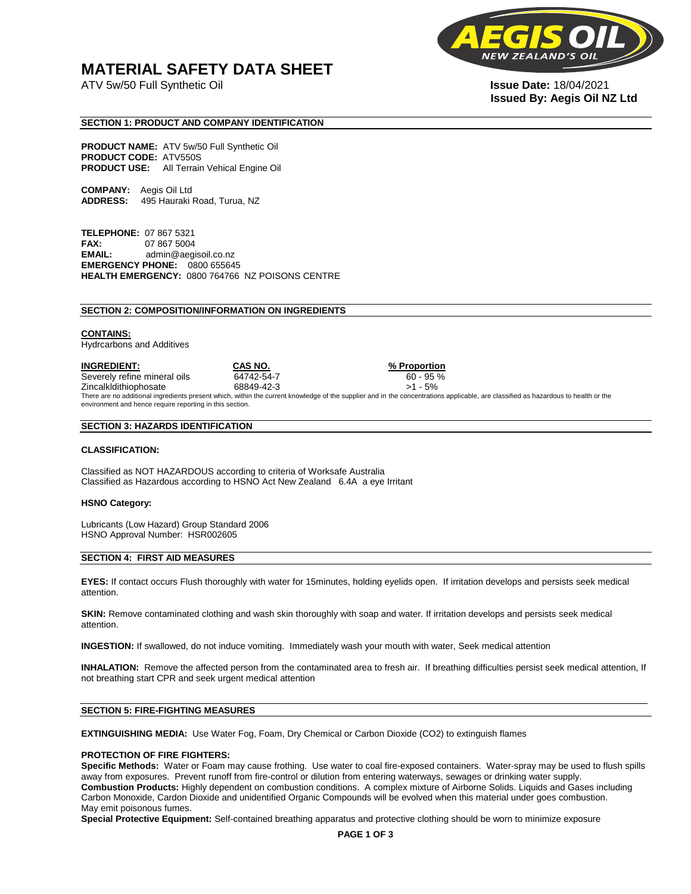# MATERIAL SAFETY DATA SHEET

ATV 5w/50 Full Synthetic Oil

**Issue Date:** 18/04/2021
**Issued By: Aegis Oil NZ Ltd**

## SECTION 1: PRODUCT AND COMPANY IDENTIFICATION

**PRODUCT NAME:** ATV 5w/50 Full Synthetic Oil
**PRODUCT CODE:** ATV550S
**PRODUCT USE:** All Terrain Vehical Engine Oil

**COMPANY:** Aegis Oil Ltd
**ADDRESS:** 495 Hauraki Road, Turua, NZ

**TELEPHONE:** 07 867 5321
**FAX:** 07 867 5004
**EMAIL:** admin@aegisoil.co.nz
**EMERGENCY PHONE:** 0800 655645
**HEALTH EMERGENCY:** 0800 764766 NZ POISONS CENTRE

## SECTION 2: COMPOSITION/INFORMATION ON INGREDIENTS

**CONTAINS:**
Hydrcarbons and Additives

| INGREDIENT: | CAS NO. | % Proportion |
|---|---|---|
| Severely refine mineral oils | 64742-54-7 | 60 - 95 % |
| Zincalkldithiophosate | 68849-42-3 | >1 - 5% |

There are no additional ingredients present which, within the current knowledge of the supplier and in the concentrations applicable, are classified as hazardous to health or the environment and hence require reporting in this section.

## SECTION 3: HAZARDS IDENTIFICATION

**CLASSIFICATION:**

Classified as NOT HAZARDOUS according to criteria of Worksafe Australia
Classified as Hazardous according to HSNO Act New Zealand 6.4A a eye Irritant

**HSNO Category:**

Lubricants (Low Hazard) Group Standard 2006
HSNO Approval Number: HSR002605

## SECTION 4: FIRST AID MEASURES

**EYES:** If contact occurs Flush thoroughly with water for 15minutes, holding eyelids open. If irritation develops and persists seek medical attention.

**SKIN:** Remove contaminated clothing and wash skin thoroughly with soap and water. If irritation develops and persists seek medical attention.

**INGESTION:** If swallowed, do not induce vomiting. Immediately wash your mouth with water, Seek medical attention

**INHALATION:** Remove the affected person from the contaminated area to fresh air. If breathing difficulties persist seek medical attention, If not breathing start CPR and seek urgent medical attention

## SECTION 5: FIRE-FIGHTING MEASURES

**EXTINGUISHING MEDIA:** Use Water Fog, Foam, Dry Chemical or Carbon Dioxide ($CO_2$) to extinguish flames

**PROTECTION OF FIRE FIGHTERS:**
**Specific Methods:** Water or Foam may cause frothing. Use water to coal fire-exposed containers. Water-spray may be used to flush spills away from exposures. Prevent runoff from fire-control or dilution from entering waterways, sewages or drinking water supply.
**Combustion Products:** Highly dependent on combustion conditions. A complex mixture of Airborne Solids. Liquids and Gases including Carbon Monoxide, Cardon Dioxide and unidentified Organic Compounds will be evolved when this material under goes combustion.
May emit poisonous fumes.
**Special Protective Equipment:** Self-contained breathing apparatus and protective clothing should be worn to minimize exposure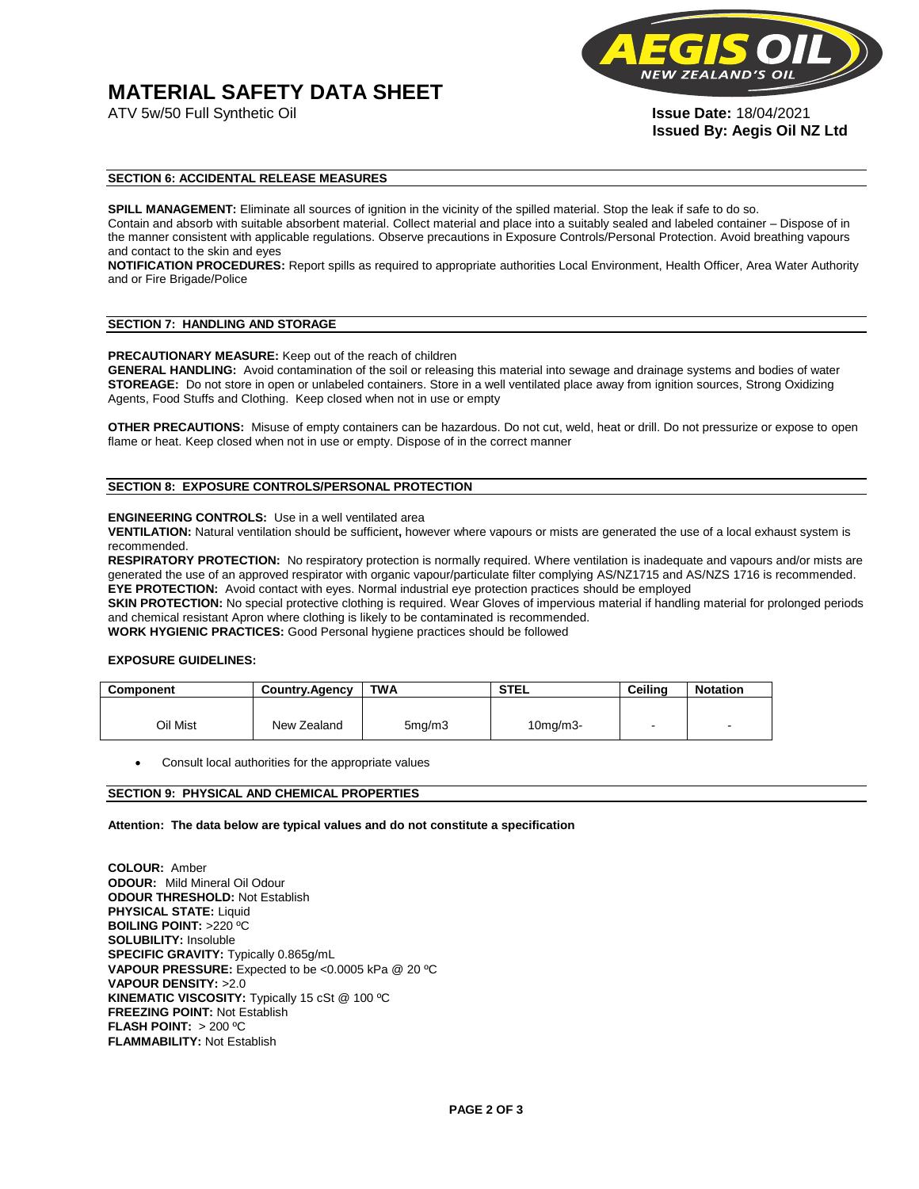# MATERIAL SAFETY DATA SHEET

ATV 5w/50 Full Synthetic Oil

**Issue Date:** 18/04/2021
**Issued By: Aegis Oil NZ Ltd**

## SECTION 6: ACCIDENTAL RELEASE MEASURES

**SPILL MANAGEMENT:** Eliminate all sources of ignition in the vicinity of the spilled material. Stop the leak if safe to do so. Contain and absorb with suitable absorbent material. Collect material and place into a suitably sealed and labeled container – Dispose of in the manner consistent with applicable regulations. Observe precautions in Exposure Controls/Personal Protection. Avoid breathing vapours and contact to the skin and eyes

**NOTIFICATION PROCEDURES:** Report spills as required to appropriate authorities Local Environment, Health Officer, Area Water Authority and or Fire Brigade/Police

## SECTION 7: HANDLING AND STORAGE

**PRECAUTIONARY MEASURE:** Keep out of the reach of children

**GENERAL HANDLING:** Avoid contamination of the soil or releasing this material into sewage and drainage systems and bodies of water

**STOREAGE:** Do not store in open or unlabeled containers. Store in a well ventilated place away from ignition sources, Strong Oxidizing Agents, Food Stuffs and Clothing. Keep closed when not in use or empty

**OTHER PRECAUTIONS:** Misuse of empty containers can be hazardous. Do not cut, weld, heat or drill. Do not pressurize or expose to open flame or heat. Keep closed when not in use or empty. Dispose of in the correct manner

## SECTION 8: EXPOSURE CONTROLS/PERSONAL PROTECTION

**ENGINEERING CONTROLS:** Use in a well ventilated area

**VENTILATION:** Natural ventilation should be sufficient**,** however where vapours or mists are generated the use of a local exhaust system is recommended.

**RESPIRATORY PROTECTION:** No respiratory protection is normally required. Where ventilation is inadequate and vapours and/or mists are generated the use of an approved respirator with organic vapour/particulate filter complying AS/NZ1715 and AS/NZS 1716 is recommended.

**EYE PROTECTION:** Avoid contact with eyes. Normal industrial eye protection practices should be employed

**SKIN PROTECTION:** No special protective clothing is required. Wear Gloves of impervious material if handling material for prolonged periods and chemical resistant Apron where clothing is likely to be contaminated is recommended.

**WORK HYGIENIC PRACTICES:** Good Personal hygiene practices should be followed

**EXPOSURE GUIDELINES:**

| Component | Country.Agency | TWA | STEL | Ceiling | Notation |
|---|---|---|---|---|---|
| Oil Mist | New Zealand | 5mg/m3 | 10mg/m3- | - | - |

- Consult local authorities for the appropriate values

## SECTION 9: PHYSICAL AND CHEMICAL PROPERTIES

**Attention: The data below are typical values and do not constitute a specification**

**COLOUR:** Amber
**ODOUR:** Mild Mineral Oil Odour
**ODOUR THRESHOLD:** Not Establish
**PHYSICAL STATE:** Liquid
**BOILING POINT:** >220 ºC
**SOLUBILITY:** Insoluble
**SPECIFIC GRAVITY:** Typically 0.865g/mL
**VAPOUR PRESSURE:** Expected to be <0.0005 kPa @ 20 ºC
**VAPOUR DENSITY:** >2.0
**KINEMATIC VISCOSITY:** Typically 15 cSt @ 100 ºC
**FREEZING POINT:** Not Establish
**FLASH POINT:** > 200 ºC
**FLAMMABILITY:** Not Establish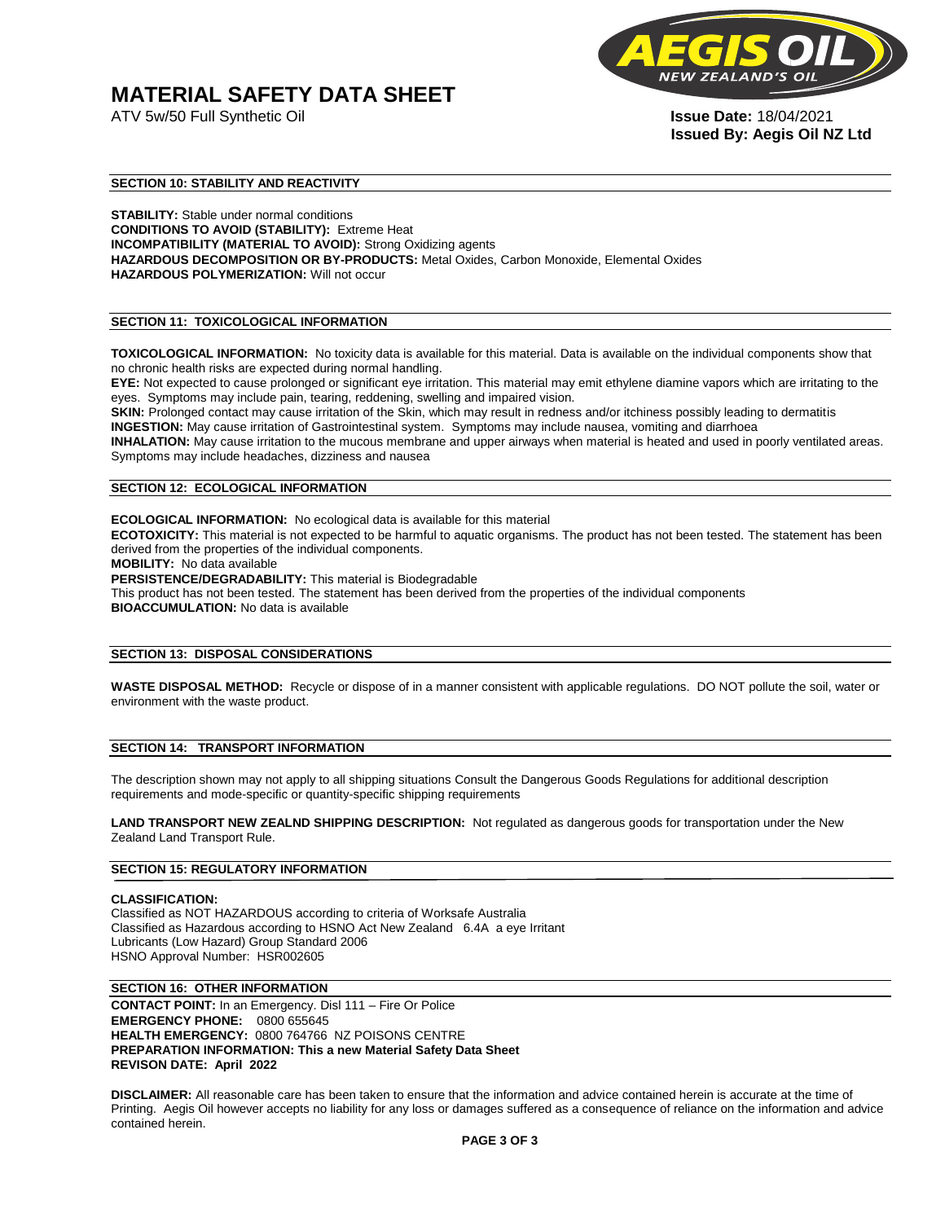# MATERIAL SAFETY DATA SHEET

ATV 5w/50 Full Synthetic Oil

**Issue Date:** 18/04/2021
**Issued By: Aegis Oil NZ Ltd**

## SECTION 10: STABILITY AND REACTIVITY

**STABILITY:** Stable under normal conditions
**CONDITIONS TO AVOID (STABILITY):** Extreme Heat
**INCOMPATIBILITY (MATERIAL TO AVOID):** Strong Oxidizing agents
**HAZARDOUS DECOMPOSITION OR BY-PRODUCTS:** Metal Oxides, Carbon Monoxide, Elemental Oxides
**HAZARDOUS POLYMERIZATION:** Will not occur

## SECTION 11: TOXICOLOGICAL INFORMATION

**TOXICOLOGICAL INFORMATION:** No toxicity data is available for this material. Data is available on the individual components show that no chronic health risks are expected during normal handling.
**EYE:** Not expected to cause prolonged or significant eye irritation. This material may emit ethylene diamine vapors which are irritating to the eyes. Symptoms may include pain, tearing, reddening, swelling and impaired vision.
**SKIN:** Prolonged contact may cause irritation of the Skin, which may result in redness and/or itchiness possibly leading to dermatitis
**INGESTION:** May cause irritation of Gastrointestinal system. Symptoms may include nausea, vomiting and diarrhoea
**INHALATION:** May cause irritation to the mucous membrane and upper airways when material is heated and used in poorly ventilated areas. Symptoms may include headaches, dizziness and nausea

## SECTION 12: ECOLOGICAL INFORMATION

**ECOLOGICAL INFORMATION:** No ecological data is available for this material
**ECOTOXICITY:** This material is not expected to be harmful to aquatic organisms. The product has not been tested. The statement has been derived from the properties of the individual components.
**MOBILITY:** No data available
**PERSISTENCE/DEGRADABILITY:** This material is Biodegradable
This product has not been tested. The statement has been derived from the properties of the individual components
**BIOACCUMULATION:** No data is available

## SECTION 13: DISPOSAL CONSIDERATIONS

**WASTE DISPOSAL METHOD:** Recycle or dispose of in a manner consistent with applicable regulations. DO NOT pollute the soil, water or environment with the waste product.

## SECTION 14: TRANSPORT INFORMATION

The description shown may not apply to all shipping situations Consult the Dangerous Goods Regulations for additional description requirements and mode-specific or quantity-specific shipping requirements

**LAND TRANSPORT NEW ZEALND SHIPPING DESCRIPTION:** Not regulated as dangerous goods for transportation under the New Zealand Land Transport Rule.

## SECTION 15: REGULATORY INFORMATION

**CLASSIFICATION:**
Classified as NOT HAZARDOUS according to criteria of Worksafe Australia
Classified as Hazardous according to HSNO Act New Zealand 6.4A a eye Irritant
Lubricants (Low Hazard) Group Standard 2006
HSNO Approval Number: HSR002605

## SECTION 16: OTHER INFORMATION

**CONTACT POINT:** In an Emergency. Disl 111 – Fire Or Police
**EMERGENCY PHONE:** 0800 655645
**HEALTH EMERGENCY:** 0800 764766 NZ POISONS CENTRE
**PREPARATION INFORMATION: This a new Material Safety Data Sheet**
**REVISON DATE: April 2022**

**DISCLAIMER:** All reasonable care has been taken to ensure that the information and advice contained herein is accurate at the time of Printing. Aegis Oil however accepts no liability for any loss or damages suffered as a consequence of reliance on the information and advice contained herein.